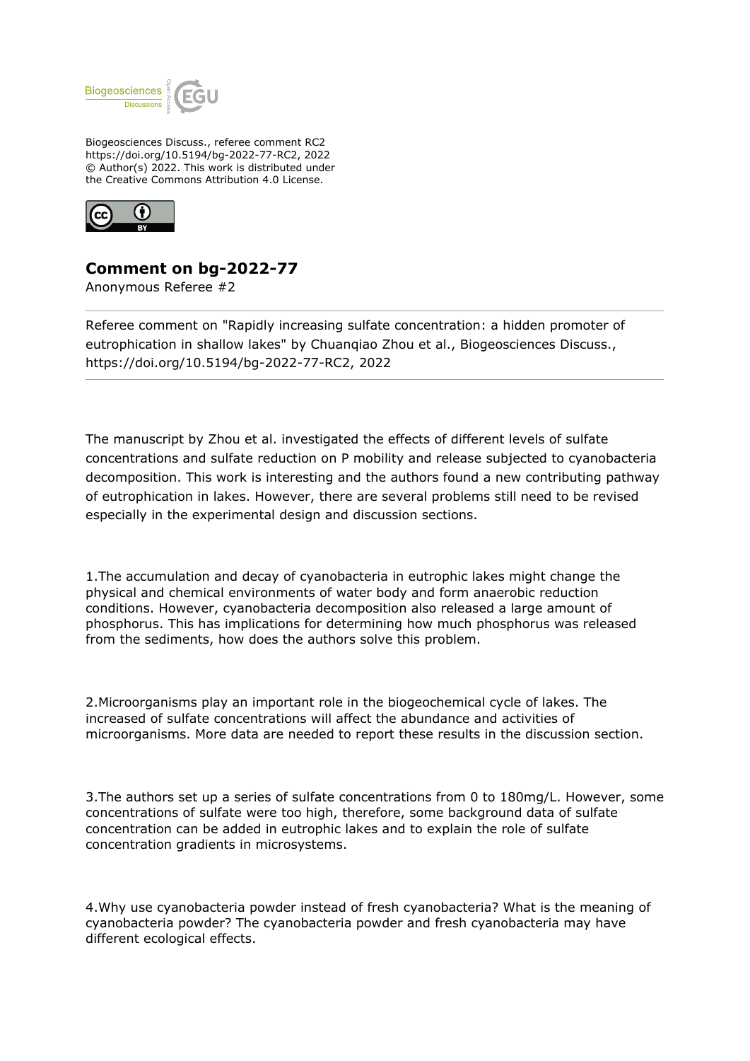Biogeosciences Discuss., referee comment RC2
https://doi.org/10.5194/bg-2022-77-RC2, 2022
© Author(s) 2022. This work is distributed under
the Creative Commons Attribution 4.0 License.

# Comment on bg-2022-77

Anonymous Referee #2

---

Referee comment on "Rapidly increasing sulfate concentration: a hidden promoter of eutrophication in shallow lakes" by Chuanqiao Zhou et al., Biogeosciences Discuss., https://doi.org/10.5194/bg-2022-77-RC2, 2022

---

The manuscript by Zhou et al. investigated the effects of different levels of sulfate concentrations and sulfate reduction on P mobility and release subjected to cyanobacteria decomposition. This work is interesting and the authors found a new contributing pathway of eutrophication in lakes. However, there are several problems still need to be revised especially in the experimental design and discussion sections.

1.The accumulation and decay of cyanobacteria in eutrophic lakes might change the physical and chemical environments of water body and form anaerobic reduction conditions. However, cyanobacteria decomposition also released a large amount of phosphorus. This has implications for determining how much phosphorus was released from the sediments, how does the authors solve this problem.

2.Microorganisms play an important role in the biogeochemical cycle of lakes. The increased of sulfate concentrations will affect the abundance and activities of microorganisms. More data are needed to report these results in the discussion section.

3.The authors set up a series of sulfate concentrations from 0 to 180mg/L. However, some concentrations of sulfate were too high, therefore, some background data of sulfate concentration can be added in eutrophic lakes and to explain the role of sulfate concentration gradients in microsystems.

4.Why use cyanobacteria powder instead of fresh cyanobacteria? What is the meaning of cyanobacteria powder? The cyanobacteria powder and fresh cyanobacteria may have different ecological effects.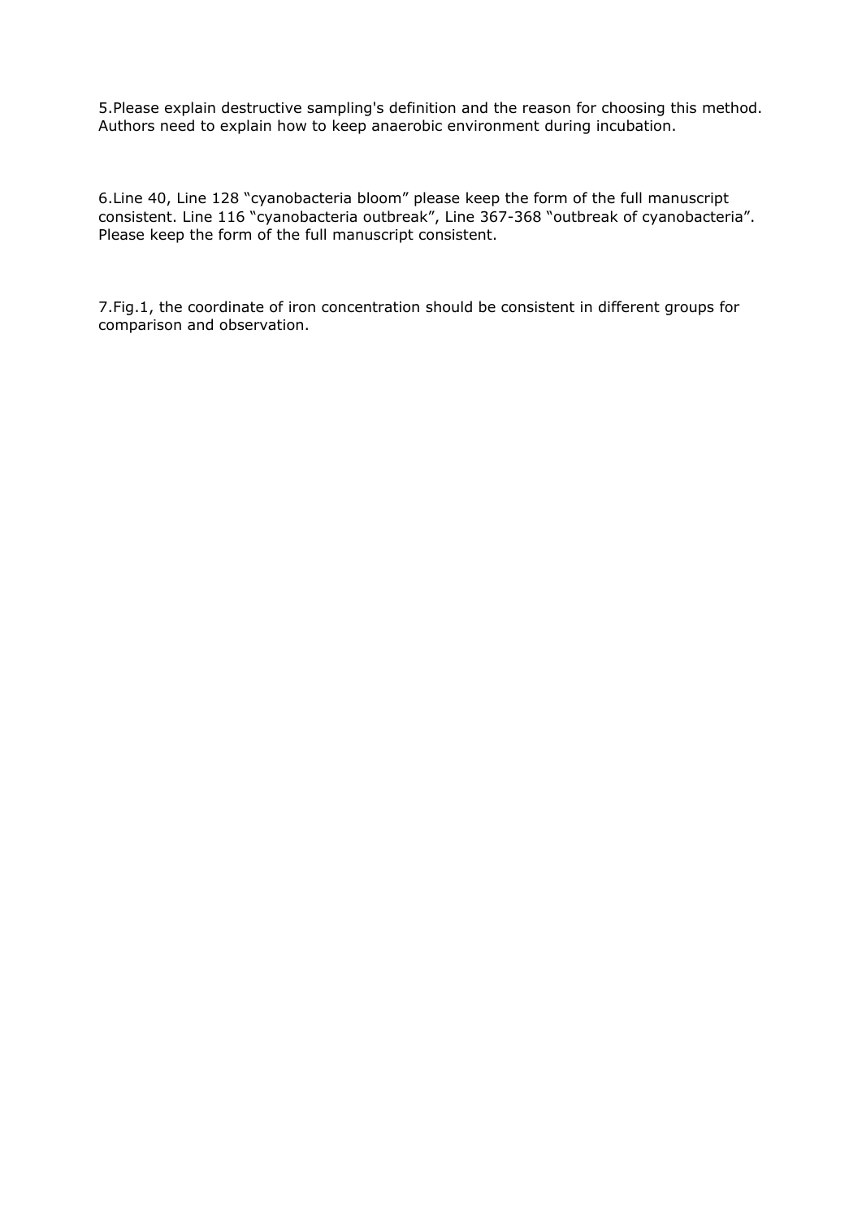5.Please explain destructive sampling's definition and the reason for choosing this method. Authors need to explain how to keep anaerobic environment during incubation.

6.Line 40, Line 128 “cyanobacteria bloom” please keep the form of the full manuscript consistent. Line 116 “cyanobacteria outbreak”, Line 367-368 “outbreak of cyanobacteria”. Please keep the form of the full manuscript consistent.

7.Fig.1, the coordinate of iron concentration should be consistent in different groups for comparison and observation.